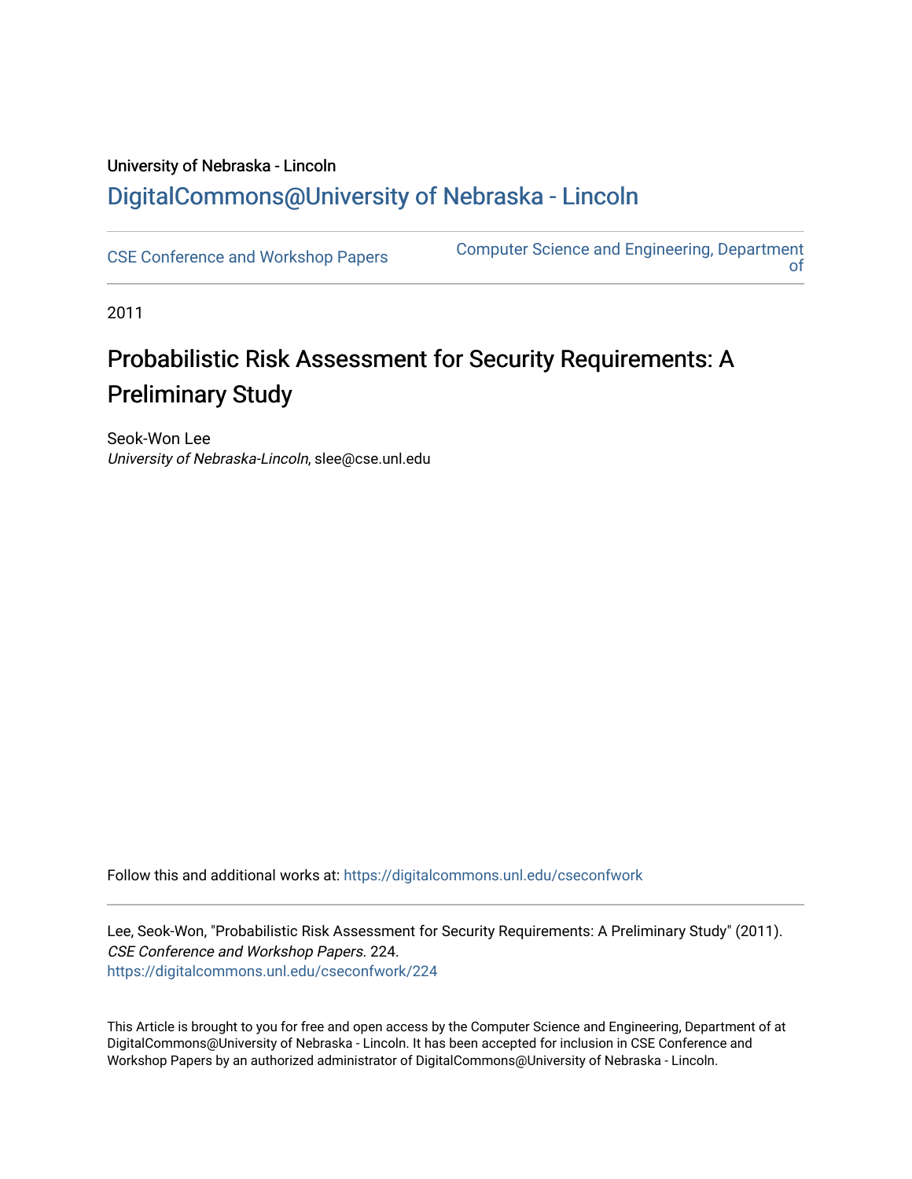University of Nebraska - Lincoln

## DigitalCommons@University of Nebraska - Lincoln

CSE Conference and Workshop Papers

Computer Science and Engineering, Department of

2011

# Probabilistic Risk Assessment for Security Requirements: A Preliminary Study

Seok-Won Lee
*University of Nebraska-Lincoln*, slee@cse.unl.edu

Follow this and additional works at: https://digitalcommons.unl.edu/cseconfwork

Lee, Seok-Won, "Probabilistic Risk Assessment for Security Requirements: A Preliminary Study" (2011). *CSE Conference and Workshop Papers*. 224.
https://digitalcommons.unl.edu/cseconfwork/224

This Article is brought to you for free and open access by the Computer Science and Engineering, Department of at DigitalCommons@University of Nebraska - Lincoln. It has been accepted for inclusion in CSE Conference and Workshop Papers by an authorized administrator of DigitalCommons@University of Nebraska - Lincoln.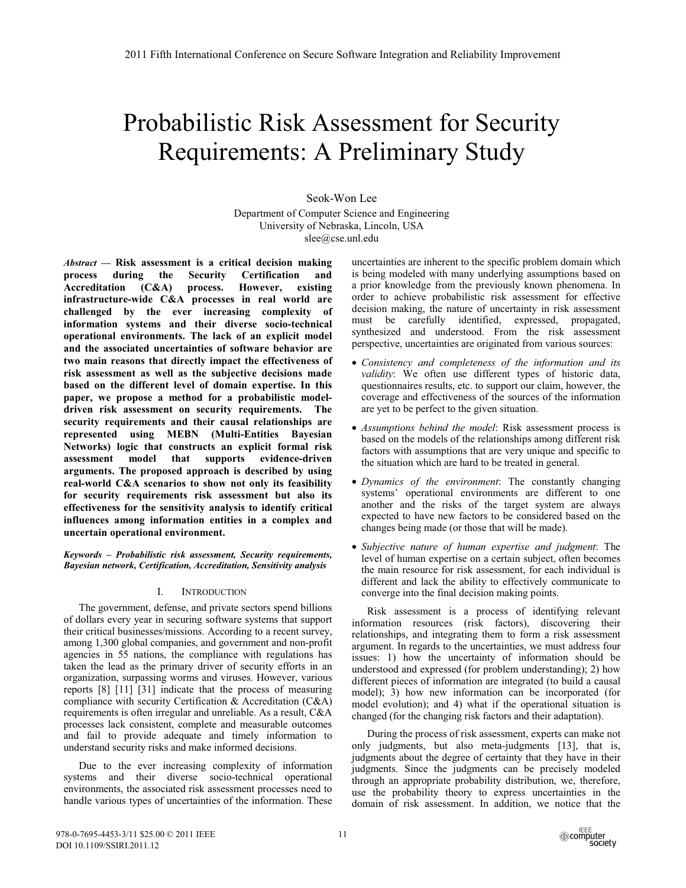# Probabilistic Risk Assessment for Security Requirements: A Preliminary Study

Seok-Won Lee

Department of Computer Science and Engineering
University of Nebraska, Lincoln, USA
slee@cse.unl.edu

***Abstract* — Risk assessment is a critical decision making process during the Security Certification and Accreditation (C&A) process. However, existing infrastructure-wide C&A processes in real world are challenged by the ever increasing complexity of information systems and their diverse socio-technical operational environments. The lack of an explicit model and the associated uncertainties of software behavior are two main reasons that directly impact the effectiveness of risk assessment as well as the subjective decisions made based on the different level of domain expertise. In this paper, we propose a method for a probabilistic model-driven risk assessment on security requirements. The security requirements and their causal relationships are represented using MEBN (Multi-Entities Bayesian Networks) logic that constructs an explicit formal risk assessment model that supports evidence-driven arguments. The proposed approach is described by using real-world C&A scenarios to show not only its feasibility for security requirements risk assessment but also its effectiveness for the sensitivity analysis to identify critical influences among information entities in a complex and uncertain operational environment.**

***Keywords – Probabilistic risk assessment, Security requirements, Bayesian network, Certification, Accreditation, Sensitivity analysis***

## I. Introduction

The government, defense, and private sectors spend billions of dollars every year in securing software systems that support their critical businesses/missions. According to a recent survey, among 1,300 global companies, and government and non-profit agencies in 55 nations, the compliance with regulations has taken the lead as the primary driver of security efforts in an organization, surpassing worms and viruses. However, various reports [8] [11] [31] indicate that the process of measuring compliance with security Certification & Accreditation (C&A) requirements is often irregular and unreliable. As a result, C&A processes lack consistent, complete and measurable outcomes and fail to provide adequate and timely information to understand security risks and make informed decisions.

Due to the ever increasing complexity of information systems and their diverse socio-technical operational environments, the associated risk assessment processes need to handle various types of uncertainties of the information. These uncertainties are inherent to the specific problem domain which is being modeled with many underlying assumptions based on a prior knowledge from the previously known phenomena. In order to achieve probabilistic risk assessment for effective decision making, the nature of uncertainty in risk assessment must be carefully identified, expressed, propagated, synthesized and understood. From the risk assessment perspective, uncertainties are originated from various sources:

- *Consistency and completeness of the information and its validity*: We often use different types of historic data, questionnaires results, etc. to support our claim, however, the coverage and effectiveness of the sources of the information are yet to be perfect to the given situation.
- *Assumptions behind the model*: Risk assessment process is based on the models of the relationships among different risk factors with assumptions that are very unique and specific to the situation which are hard to be treated in general.
- *Dynamics of the environment*: The constantly changing systems' operational environments are different to one another and the risks of the target system are always expected to have new factors to be considered based on the changes being made (or those that will be made).
- *Subjective nature of human expertise and judgment*: The level of human expertise on a certain subject, often becomes the main resource for risk assessment, for each individual is different and lack the ability to effectively communicate to converge into the final decision making points.

Risk assessment is a process of identifying relevant information resources (risk factors), discovering their relationships, and integrating them to form a risk assessment argument. In regards to the uncertainties, we must address four issues: 1) how the uncertainty of information should be understood and expressed (for problem understanding); 2) how different pieces of information are integrated (to build a causal model); 3) how new information can be incorporated (for model evolution); and 4) what if the operational situation is changed (for the changing risk factors and their adaptation).

During the process of risk assessment, experts can make not only judgments, but also meta-judgments [13], that is, judgments about the degree of certainty that they have in their judgments. Since the judgments can be precisely modeled through an appropriate probability distribution, we, therefore, use the probability theory to express uncertainties in the domain of risk assessment. In addition, we notice that the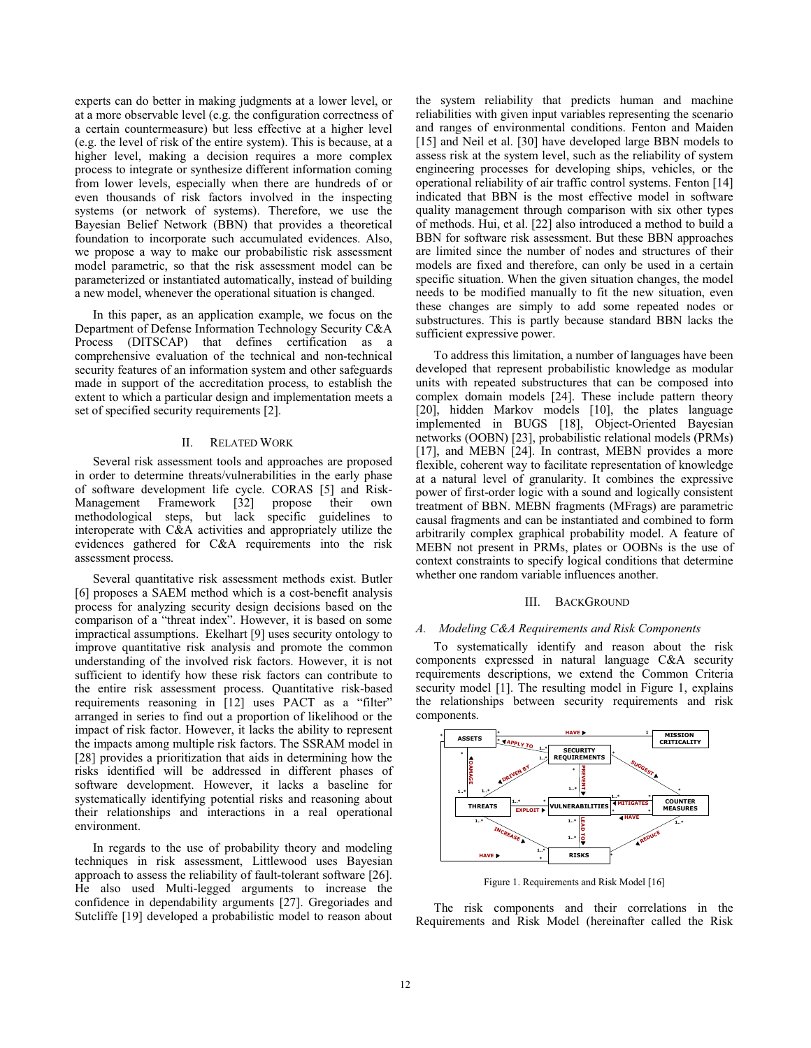experts can do better in making judgments at a lower level, or at a more observable level (e.g. the configuration correctness of a certain countermeasure) but less effective at a higher level (e.g. the level of risk of the entire system). This is because, at a higher level, making a decision requires a more complex process to integrate or synthesize different information coming from lower levels, especially when there are hundreds of or even thousands of risk factors involved in the inspecting systems (or network of systems). Therefore, we use the Bayesian Belief Network (BBN) that provides a theoretical foundation to incorporate such accumulated evidences. Also, we propose a way to make our probabilistic risk assessment model parametric, so that the risk assessment model can be parameterized or instantiated automatically, instead of building a new model, whenever the operational situation is changed.

In this paper, as an application example, we focus on the Department of Defense Information Technology Security C&A Process (DITSCAP) that defines certification as a comprehensive evaluation of the technical and non-technical security features of an information system and other safeguards made in support of the accreditation process, to establish the extent to which a particular design and implementation meets a set of specified security requirements [2].

## II. Related Work

Several risk assessment tools and approaches are proposed in order to determine threats/vulnerabilities in the early phase of software development life cycle. CORAS [5] and Risk-Management Framework [32] propose their own methodological steps, but lack specific guidelines to interoperate with C&A activities and appropriately utilize the evidences gathered for C&A requirements into the risk assessment process.

Several quantitative risk assessment methods exist. Butler [6] proposes a SAEM method which is a cost-benefit analysis process for analyzing security design decisions based on the comparison of a "threat index". However, it is based on some impractical assumptions. Ekelhart [9] uses security ontology to improve quantitative risk analysis and promote the common understanding of the involved risk factors. However, it is not sufficient to identify how these risk factors can contribute to the entire risk assessment process. Quantitative risk-based requirements reasoning in [12] uses PACT as a "filter" arranged in series to find out a proportion of likelihood or the impact of risk factor. However, it lacks the ability to represent the impacts among multiple risk factors. The SSRAM model in [28] provides a prioritization that aids in determining how the risks identified will be addressed in different phases of software development. However, it lacks a baseline for systematically identifying potential risks and reasoning about their relationships and interactions in a real operational environment.

In regards to the use of probability theory and modeling techniques in risk assessment, Littlewood uses Bayesian approach to assess the reliability of fault-tolerant software [26]. He also used Multi-legged arguments to increase the confidence in dependability arguments [27]. Gregoriades and Sutcliffe [19] developed a probabilistic model to reason about the system reliability that predicts human and machine reliabilities with given input variables representing the scenario and ranges of environmental conditions. Fenton and Maiden [15] and Neil et al. [30] have developed large BBN models to assess risk at the system level, such as the reliability of system engineering processes for developing ships, vehicles, or the operational reliability of air traffic control systems. Fenton [14] indicated that BBN is the most effective model in software quality management through comparison with six other types of methods. Hui, et al. [22] also introduced a method to build a BBN for software risk assessment. But these BBN approaches are limited since the number of nodes and structures of their models are fixed and therefore, can only be used in a certain specific situation. When the given situation changes, the model needs to be modified manually to fit the new situation, even these changes are simply to add some repeated nodes or substructures. This is partly because standard BBN lacks the sufficient expressive power.

To address this limitation, a number of languages have been developed that represent probabilistic knowledge as modular units with repeated substructures that can be composed into complex domain models [24]. These include pattern theory [20], hidden Markov models [10], the plates language implemented in BUGS [18], Object-Oriented Bayesian networks (OOBN) [23], probabilistic relational models (PRMs) [17], and MEBN [24]. In contrast, MEBN provides a more flexible, coherent way to facilitate representation of knowledge at a natural level of granularity. It combines the expressive power of first-order logic with a sound and logically consistent treatment of BBN. MEBN fragments (MFrags) are parametric causal fragments and can be instantiated and combined to form arbitrarily complex graphical probability model. A feature of MEBN not present in PRMs, plates or OOBNs is the use of context constraints to specify logical conditions that determine whether one random variable influences another.

## III. Background

### A. Modeling C&A Requirements and Risk Components

To systematically identify and reason about the risk components expressed in natural language C&A security requirements descriptions, we extend the Common Criteria security model [1]. The resulting model in Figure 1, explains the relationships between security requirements and risk components.

ASSETS
MISSION CRITICALITY
SECURITY REQUIREMENTS
THREATS
VULNERABILITIES
COUNTER MEASURES
RISKS
HAVE
APPLY TO
DAMAGE
DRIVEN BY
PREVENT
SUGGEST
EXPLOIT
MITIGATES
HAVE
INCREASE
LEAD TO
REDUCE
HAVE

Figure 1. Requirements and Risk Model [16]

The risk components and their correlations in the Requirements and Risk Model (hereinafter called the Risk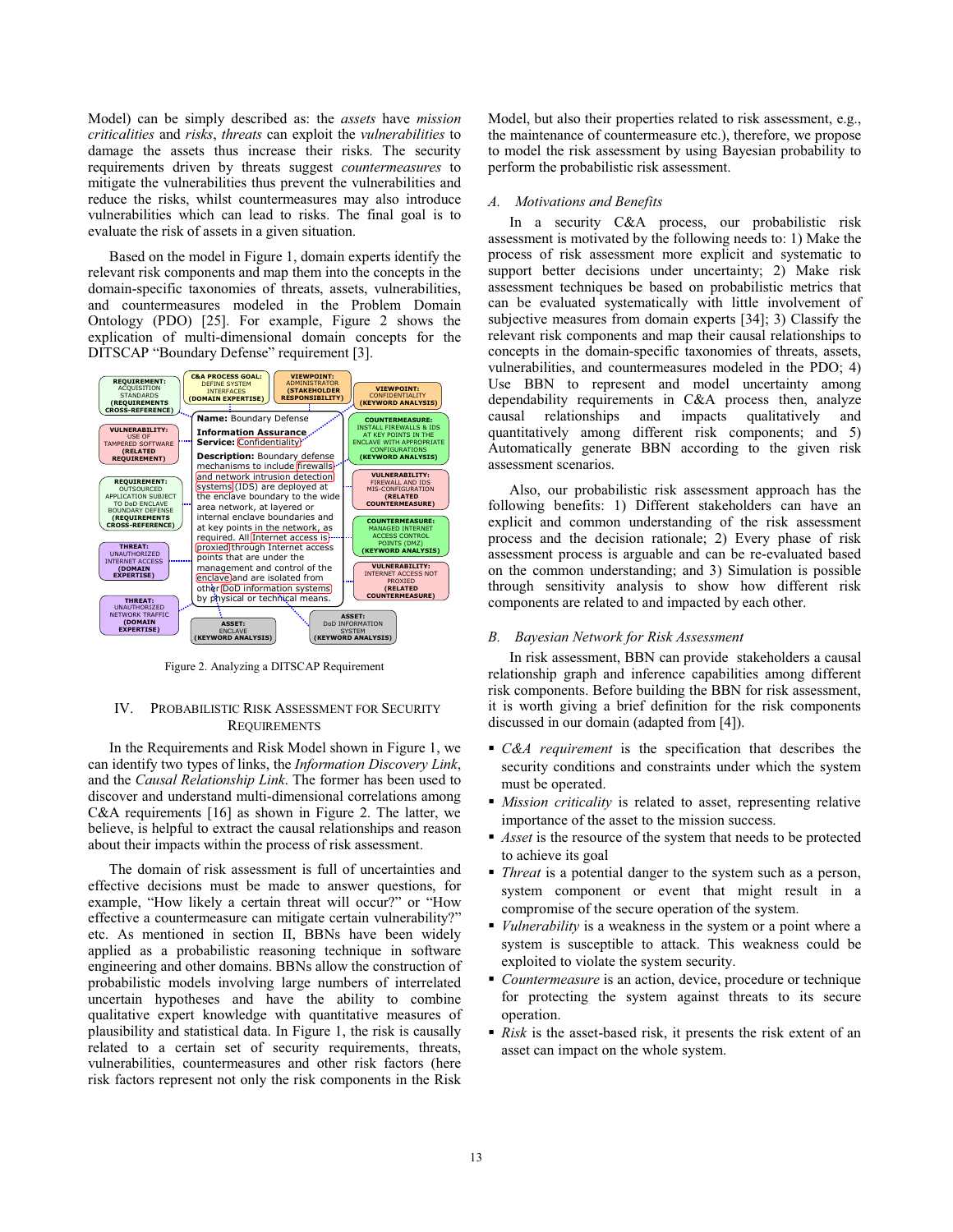Model) can be simply described as: the *assets* have *mission criticalities* and *risks*, *threats* can exploit the *vulnerabilities* to damage the assets thus increase their risks. The security requirements driven by threats suggest *countermeasures* to mitigate the vulnerabilities thus prevent the vulnerabilities and reduce the risks, whilst countermeasures may also introduce vulnerabilities which can lead to risks. The final goal is to evaluate the risk of assets in a given situation.

Based on the model in Figure 1, domain experts identify the relevant risk components and map them into the concepts in the domain-specific taxonomies of threats, assets, vulnerabilities, and countermeasures modeled in the Problem Domain Ontology (PDO) [25]. For example, Figure 2 shows the explication of multi-dimensional domain concepts for the DITSCAP "Boundary Defense" requirement [3].

Figure 2. Analyzing a DITSCAP Requirement

## IV. PROBABILISTIC RISK ASSESSMENT FOR SECURITY REQUIREMENTS

In the Requirements and Risk Model shown in Figure 1, we can identify two types of links, the *Information Discovery Link*, and the *Causal Relationship Link*. The former has been used to discover and understand multi-dimensional correlations among C&A requirements [16] as shown in Figure 2. The latter, we believe, is helpful to extract the causal relationships and reason about their impacts within the process of risk assessment.

The domain of risk assessment is full of uncertainties and effective decisions must be made to answer questions, for example, "How likely a certain threat will occur?" or "How effective a countermeasure can mitigate certain vulnerability?" etc. As mentioned in section II, BBNs have been widely applied as a probabilistic reasoning technique in software engineering and other domains. BBNs allow the construction of probabilistic models involving large numbers of interrelated uncertain hypotheses and have the ability to combine qualitative expert knowledge with quantitative measures of plausibility and statistical data. In Figure 1, the risk is causally related to a certain set of security requirements, threats, vulnerabilities, countermeasures and other risk factors (here risk factors represent not only the risk components in the Risk Model, but also their properties related to risk assessment, e.g., the maintenance of countermeasure etc.), therefore, we propose to model the risk assessment by using Bayesian probability to perform the probabilistic risk assessment.

### A. Motivations and Benefits

In a security C&A process, our probabilistic risk assessment is motivated by the following needs to: 1) Make the process of risk assessment more explicit and systematic to support better decisions under uncertainty; 2) Make risk assessment techniques be based on probabilistic metrics that can be evaluated systematically with little involvement of subjective measures from domain experts [34]; 3) Classify the relevant risk components and map their causal relationships to concepts in the domain-specific taxonomies of threats, assets, vulnerabilities, and countermeasures modeled in the PDO; 4) Use BBN to represent and model uncertainty among dependability requirements in C&A process then, analyze causal relationships and impacts qualitatively and quantitatively among different risk components; and 5) Automatically generate BBN according to the given risk assessment scenarios.

Also, our probabilistic risk assessment approach has the following benefits: 1) Different stakeholders can have an explicit and common understanding of the risk assessment process and the decision rationale; 2) Every phase of risk assessment process is arguable and can be re-evaluated based on the common understanding; and 3) Simulation is possible through sensitivity analysis to show how different risk components are related to and impacted by each other.

### B. Bayesian Network for Risk Assessment

In risk assessment, BBN can provide stakeholders a causal relationship graph and inference capabilities among different risk components. Before building the BBN for risk assessment, it is worth giving a brief definition for the risk components discussed in our domain (adapted from [4]).

- *C&A requirement* is the specification that describes the security conditions and constraints under which the system must be operated.
- *Mission criticality* is related to asset, representing relative importance of the asset to the mission success.
- *Asset* is the resource of the system that needs to be protected to achieve its goal
- *Threat* is a potential danger to the system such as a person, system component or event that might result in a compromise of the secure operation of the system.
- *Vulnerability* is a weakness in the system or a point where a system is susceptible to attack. This weakness could be exploited to violate the system security.
- *Countermeasure* is an action, device, procedure or technique for protecting the system against threats to its secure operation.
- *Risk* is the asset-based risk, it presents the risk extent of an asset can impact on the whole system.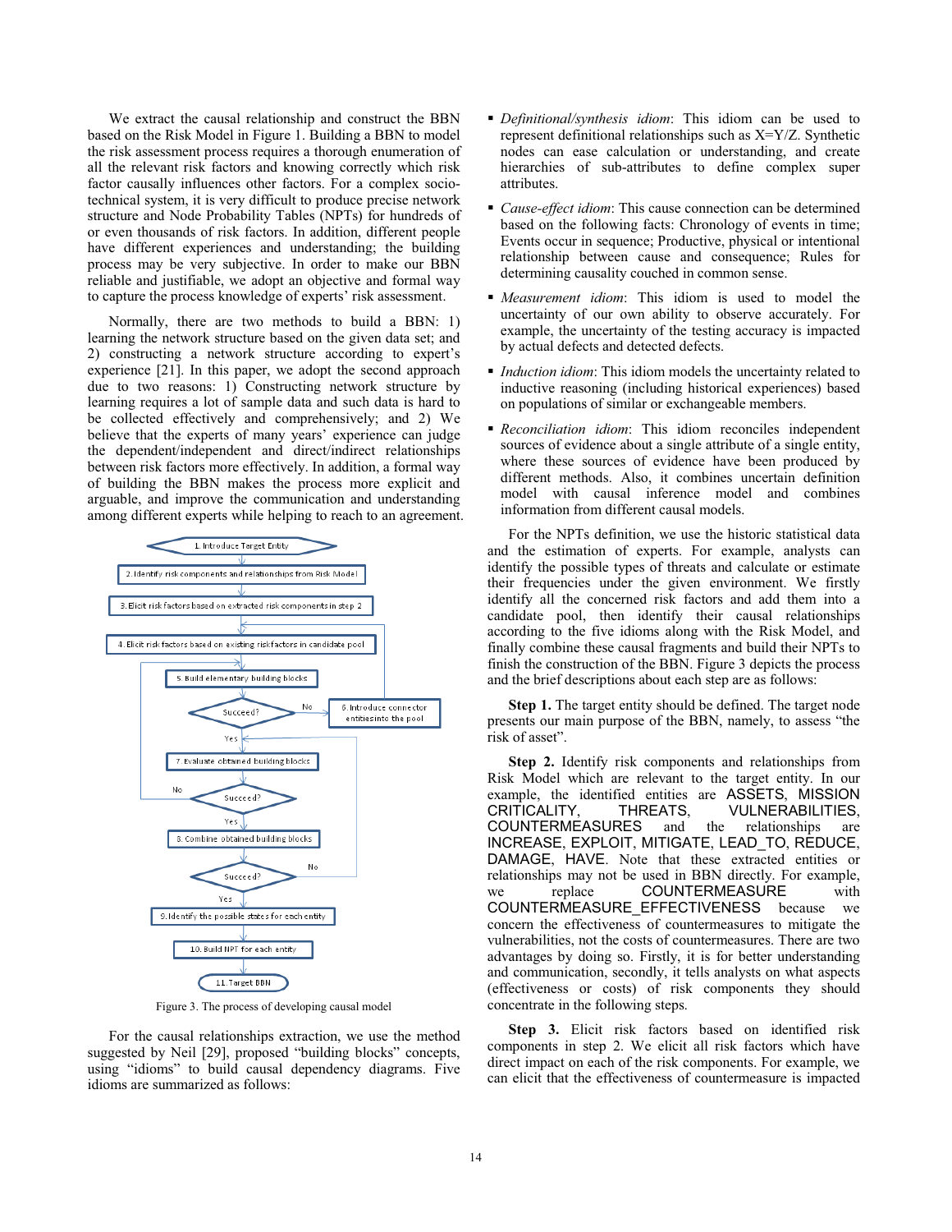We extract the causal relationship and construct the BBN based on the Risk Model in Figure 1. Building a BBN to model the risk assessment process requires a thorough enumeration of all the relevant risk factors and knowing correctly which risk factor causally influences other factors. For a complex socio-technical system, it is very difficult to produce precise network structure and Node Probability Tables (NPTs) for hundreds of or even thousands of risk factors. In addition, different people have different experiences and understanding; the building process may be very subjective. In order to make our BBN reliable and justifiable, we adopt an objective and formal way to capture the process knowledge of experts' risk assessment.

Normally, there are two methods to build a BBN: 1) learning the network structure based on the given data set; and 2) constructing a network structure according to expert's experience [21]. In this paper, we adopt the second approach due to two reasons: 1) Constructing network structure by learning requires a lot of sample data and such data is hard to be collected effectively and comprehensively; and 2) We believe that the experts of many years' experience can judge the dependent/independent and direct/indirect relationships between risk factors more effectively. In addition, a formal way of building the BBN makes the process more explicit and arguable, and improve the communication and understanding among different experts while helping to reach to an agreement.

1. Introduce Target Entity
2. Identify risk components and relationships from Risk Model
3. Elicit risk factors based on extracted risk components in step 2
4. Elicit risk factors based on existing risk factors in candidate pool
5. Build elementary building blocks
Succeed?
No
6. Introduce connector entities into the pool
Yes
7. Evaluate obtained building blocks
No
Succeed?
Yes
8. Combine obtained building blocks
No
Succeed?
Yes
9. Identify the possible states for each entity
10. Build NPT for each entity
11. Target BBN

Figure 3. The process of developing causal model

For the causal relationships extraction, we use the method suggested by Neil [29], proposed "building blocks" concepts, using "idioms" to build causal dependency diagrams. Five idioms are summarized as follows:

- *Definitional/synthesis idiom*: This idiom can be used to represent definitional relationships such as X=Y/Z. Synthetic nodes can ease calculation or understanding, and create hierarchies of sub-attributes to define complex super attributes.
- *Cause-effect idiom*: This cause connection can be determined based on the following facts: Chronology of events in time; Events occur in sequence; Productive, physical or intentional relationship between cause and consequence; Rules for determining causality couched in common sense.
- *Measurement idiom*: This idiom is used to model the uncertainty of our own ability to observe accurately. For example, the uncertainty of the testing accuracy is impacted by actual defects and detected defects.
- *Induction idiom*: This idiom models the uncertainty related to inductive reasoning (including historical experiences) based on populations of similar or exchangeable members.
- *Reconciliation idiom*: This idiom reconciles independent sources of evidence about a single attribute of a single entity, where these sources of evidence have been produced by different methods. Also, it combines uncertain definition model with causal inference model and combines information from different causal models.

For the NPTs definition, we use the historic statistical data and the estimation of experts. For example, analysts can identify the possible types of threats and calculate or estimate their frequencies under the given environment. We firstly identify all the concerned risk factors and add them into a candidate pool, then identify their causal relationships according to the five idioms along with the Risk Model, and finally combine these causal fragments and build their NPTs to finish the construction of the BBN. Figure 3 depicts the process and the brief descriptions about each step are as follows:

**Step 1.** The target entity should be defined. The target node presents our main purpose of the BBN, namely, to assess "the risk of asset".

**Step 2.** Identify risk components and relationships from Risk Model which are relevant to the target entity. In our example, the identified entities are ASSETS, MISSION CRITICALITY, THREATS, VULNERABILITIES, COUNTERMEASURES and the relationships are INCREASE, EXPLOIT, MITIGATE, LEAD_TO, REDUCE, DAMAGE, HAVE. Note that these extracted entities or relationships may not be used in BBN directly. For example, we replace COUNTERMEASURE with COUNTERMEASURE_EFFECTIVENESS because we concern the effectiveness of countermeasures to mitigate the vulnerabilities, not the costs of countermeasures. There are two advantages by doing so. Firstly, it is for better understanding and communication, secondly, it tells analysts on what aspects (effectiveness or costs) of risk components they should concentrate in the following steps.

**Step 3.** Elicit risk factors based on identified risk components in step 2. We elicit all risk factors which have direct impact on each of the risk components. For example, we can elicit that the effectiveness of countermeasure is impacted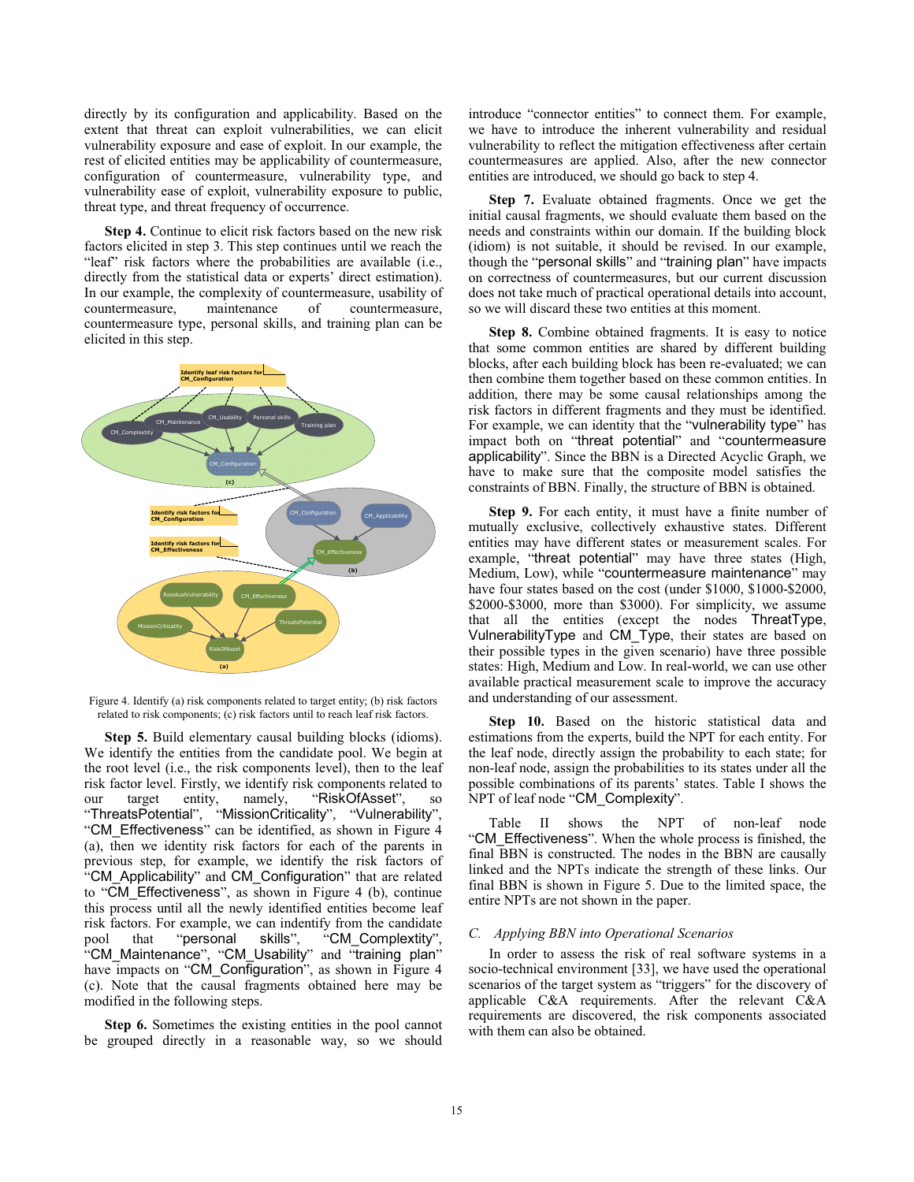directly by its configuration and applicability. Based on the extent that threat can exploit vulnerabilities, we can elicit vulnerability exposure and ease of exploit. In our example, the rest of elicited entities may be applicability of countermeasure, configuration of countermeasure, vulnerability type, and vulnerability ease of exploit, vulnerability exposure to public, threat type, and threat frequency of occurrence.

**Step 4.** Continue to elicit risk factors based on the new risk factors elicited in step 3. This step continues until we reach the "leaf" risk factors where the probabilities are available (i.e., directly from the statistical data or experts' direct estimation). In our example, the complexity of countermeasure, usability of countermeasure, maintenance of countermeasure, countermeasure type, personal skills, and training plan can be elicited in this step.

Figure 4. Identify (a) risk components related to target entity; (b) risk factors related to risk components; (c) risk factors until to reach leaf risk factors.

**Step 5.** Build elementary causal building blocks (idioms). We identify the entities from the candidate pool. We begin at the root level (i.e., the risk components level), then to the leaf risk factor level. Firstly, we identify risk components related to our target entity, namely, "RiskOfAsset", so "ThreatsPotential", "MissionCriticality", "Vulnerability", "CM_Effectiveness" can be identified, as shown in Figure 4 (a), then we identity risk factors for each of the parents in previous step, for example, we identify the risk factors of "CM_Applicability" and CM_Configuration" that are related to "CM_Effectiveness", as shown in Figure 4 (b), continue this process until all the newly identified entities become leaf risk factors. For example, we can indentify from the candidate pool that "personal skills", "CM_Complextity", "CM_Maintenance", "CM_Usability" and "training plan" have impacts on "CM_Configuration", as shown in Figure 4 (c). Note that the causal fragments obtained here may be modified in the following steps.

**Step 6.** Sometimes the existing entities in the pool cannot be grouped directly in a reasonable way, so we should introduce "connector entities" to connect them. For example, we have to introduce the inherent vulnerability and residual vulnerability to reflect the mitigation effectiveness after certain countermeasures are applied. Also, after the new connector entities are introduced, we should go back to step 4.

**Step 7.** Evaluate obtained fragments. Once we get the initial causal fragments, we should evaluate them based on the needs and constraints within our domain. If the building block (idiom) is not suitable, it should be revised. In our example, though the "personal skills" and "training plan" have impacts on correctness of countermeasures, but our current discussion does not take much of practical operational details into account, so we will discard these two entities at this moment.

**Step 8.** Combine obtained fragments. It is easy to notice that some common entities are shared by different building blocks, after each building block has been re-evaluated; we can then combine them together based on these common entities. In addition, there may be some causal relationships among the risk factors in different fragments and they must be identified. For example, we can identity that the "vulnerability type" has impact both on "threat potential" and "countermeasure applicability". Since the BBN is a Directed Acyclic Graph, we have to make sure that the composite model satisfies the constraints of BBN. Finally, the structure of BBN is obtained.

**Step 9.** For each entity, it must have a finite number of mutually exclusive, collectively exhaustive states. Different entities may have different states or measurement scales. For example, "threat potential" may have three states (High, Medium, Low), while "countermeasure maintenance" may have four states based on the cost (under \$1000, \$1000-\$2000, \$2000-\$3000, more than \$3000). For simplicity, we assume that all the entities (except the nodes ThreatType, VulnerabilityType and CM_Type, their states are based on their possible types in the given scenario) have three possible states: High, Medium and Low. In real-world, we can use other available practical measurement scale to improve the accuracy and understanding of our assessment.

**Step 10.** Based on the historic statistical data and estimations from the experts, build the NPT for each entity. For the leaf node, directly assign the probability to each state; for non-leaf node, assign the probabilities to its states under all the possible combinations of its parents' states. Table I shows the NPT of leaf node "CM_Complexity".

Table II shows the NPT of non-leaf node "CM_Effectiveness". When the whole process is finished, the final BBN is constructed. The nodes in the BBN are causally linked and the NPTs indicate the strength of these links. Our final BBN is shown in Figure 5. Due to the limited space, the entire NPTs are not shown in the paper.

### C. *Applying BBN into Operational Scenarios*

In order to assess the risk of real software systems in a socio-technical environment [33], we have used the operational scenarios of the target system as "triggers" for the discovery of applicable C&A requirements. After the relevant C&A requirements are discovered, the risk components associated with them can also be obtained.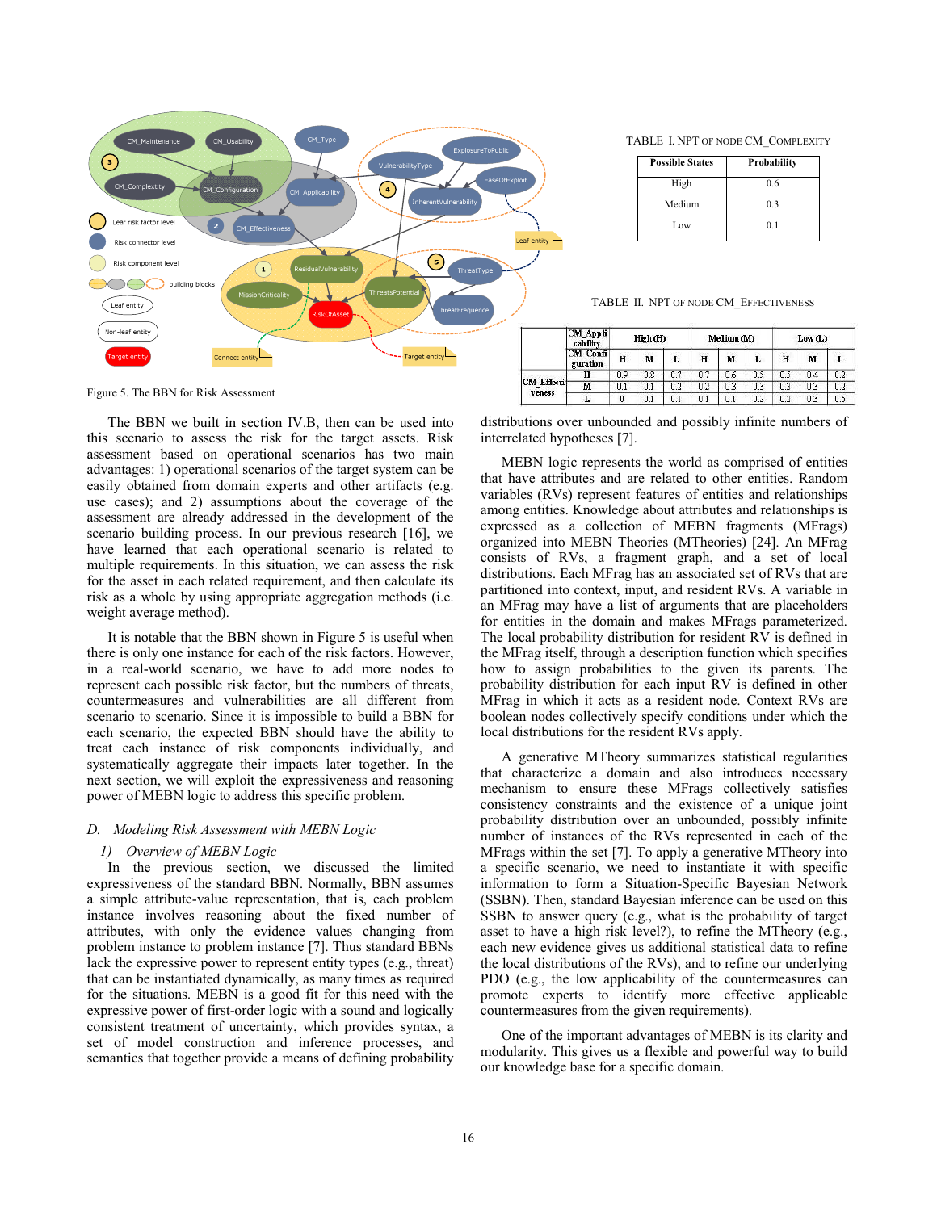CM_Maintenance
CM_Usability
CM_Type
ExplosureToPublic
VulnerabilityType
EaseOfExploit
3
CM_Complextity
CM_Configuration
CM_Applicability
4
InherentVulnerability
Leaf risk factor level
2
CM_Effectiveness
Leaf entity
Risk connector level
Risk component level
1
ResidualVulnerability
5
ThreatType
building blocks
MissionCriticality
ThreatsPotential
Leaf entity
RiskOfAsset
ThreatFrequence
Non-leaf entity
Target entity
Connect entity
Target entity

Figure 5. The BBN for Risk Assessment

TABLE I. NPT OF NODE CM_COMPLEXITY

| Possible States | Probability |
|---|---|
| High | 0.6 |
| Medium | 0.3 |
| Low | 0.1 |

TABLE II. NPT OF NODE CM_EFFECTIVENESS

| | CM_Applicability | High (H) | | | Medium (M) | | | Low (L) | | |
|---|---|---|---|---|---|---|---|---|---|---|
| | CM_Configuration | H | M | L | H | M | L | H | M | L |
| CM_Effectiveness | H | 0.9 | 0.8 | 0.7 | 0.7 | 0.6 | 0.5 | 0.5 | 0.4 | 0.2 |
| | M | 0.1 | 0.1 | 0.2 | 0.2 | 0.3 | 0.3 | 0.3 | 0.3 | 0.2 |
| | L | 0 | 0.1 | 0.1 | 0.1 | 0.1 | 0.2 | 0.2 | 0.3 | 0.6 |

The BBN we built in section IV.B, then can be used into this scenario to assess the risk for the target assets. Risk assessment based on operational scenarios has two main advantages: 1) operational scenarios of the target system can be easily obtained from domain experts and other artifacts (e.g. use cases); and 2) assumptions about the coverage of the assessment are already addressed in the development of the scenario building process. In our previous research [16], we have learned that each operational scenario is related to multiple requirements. In this situation, we can assess the risk for the asset in each related requirement, and then calculate its risk as a whole by using appropriate aggregation methods (i.e. weight average method).

It is notable that the BBN shown in Figure 5 is useful when there is only one instance for each of the risk factors. However, in a real-world scenario, we have to add more nodes to represent each possible risk factor, but the numbers of threats, countermeasures and vulnerabilities are all different from scenario to scenario. Since it is impossible to build a BBN for each scenario, the expected BBN should have the ability to treat each instance of risk components individually, and systematically aggregate their impacts later together. In the next section, we will exploit the expressiveness and reasoning power of MEBN logic to address this specific problem.

### *D. Modeling Risk Assessment with MEBN Logic*

#### *1) Overview of MEBN Logic*

In the previous section, we discussed the limited expressiveness of the standard BBN. Normally, BBN assumes a simple attribute-value representation, that is, each problem instance involves reasoning about the fixed number of attributes, with only the evidence values changing from problem instance to problem instance [7]. Thus standard BBNs lack the expressive power to represent entity types (e.g., threat) that can be instantiated dynamically, as many times as required for the situations. MEBN is a good fit for this need with the expressive power of first-order logic with a sound and logically consistent treatment of uncertainty, which provides syntax, a set of model construction and inference processes, and semantics that together provide a means of defining probability distributions over unbounded and possibly infinite numbers of interrelated hypotheses [7].

MEBN logic represents the world as comprised of entities that have attributes and are related to other entities. Random variables (RVs) represent features of entities and relationships among entities. Knowledge about attributes and relationships is expressed as a collection of MEBN fragments (MFrags) organized into MEBN Theories (MTheories) [24]. An MFrag consists of RVs, a fragment graph, and a set of local distributions. Each MFrag has an associated set of RVs that are partitioned into context, input, and resident RVs. A variable in an MFrag may have a list of arguments that are placeholders for entities in the domain and makes MFrags parameterized. The local probability distribution for resident RV is defined in the MFrag itself, through a description function which specifies how to assign probabilities to the given its parents. The probability distribution for each input RV is defined in other MFrag in which it acts as a resident node. Context RVs are boolean nodes collectively specify conditions under which the local distributions for the resident RVs apply.

A generative MTheory summarizes statistical regularities that characterize a domain and also introduces necessary mechanism to ensure these MFrags collectively satisfies consistency constraints and the existence of a unique joint probability distribution over an unbounded, possibly infinite number of instances of the RVs represented in each of the MFrags within the set [7]. To apply a generative MTheory into a specific scenario, we need to instantiate it with specific information to form a Situation-Specific Bayesian Network (SSBN). Then, standard Bayesian inference can be used on this SSBN to answer query (e.g., what is the probability of target asset to have a high risk level?), to refine the MTheory (e.g., each new evidence gives us additional statistical data to refine the local distributions of the RVs), and to refine our underlying PDO (e.g., the low applicability of the countermeasures can promote experts to identify more effective applicable countermeasures from the given requirements).

One of the important advantages of MEBN is its clarity and modularity. This gives us a flexible and powerful way to build our knowledge base for a specific domain.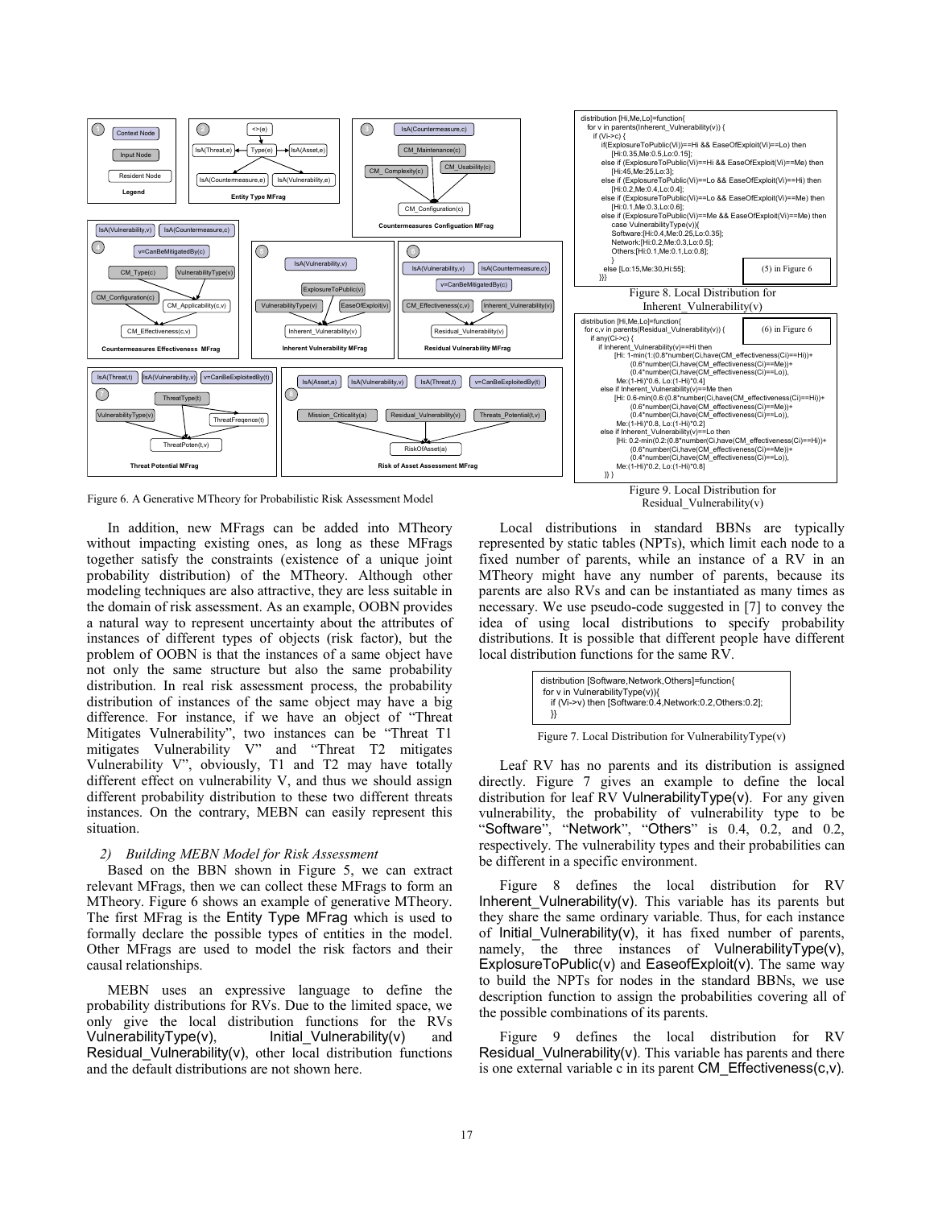Figure 6. A Generative MTheory for Probabilistic Risk Assessment Model

```
distribution [Hi,Me,Lo]=function{
  for v in parents(Inherent_Vulnerability(v)) {
    if (Vi->c) {
      if(ExplosureToPublic(Vi))==Hi && EaseOfExploit(Vi)==Lo) then
        [Hi:0.35,Me:0.5,Lo:0.15];
      else if (ExplosureToPublic(Vi)==Hi && EaseOfExploit(Vi)==Me) then
        [Hi:45,Me:25,Lo:3];
      else if (ExplosureToPublic(Vi)==Lo && EaseOfExploit(Vi)==Hi) then
        [Hi:0.2,Me:0.4,Lo:0.4];
      else if (ExplosureToPublic(Vi)==Lo && EaseOfExploit(Vi)==Me) then
        [Hi:0.1,Me:0.3,Lo:0.6];
      else if (ExplosureToPublic(Vi)==Me && EaseOfExploit(Vi)==Me) then
        case VulnerabilityType(v)){
        Software:[Hi:0.4,Me:0.25,Lo:0.35];
        Network:[Hi:0.2,Me:0.3,Lo:0.5];
        Others:[Hi:0.1,Me:0.1,Lo:0.8];
        }
    else [Lo:15,Me:30,Hi:55];                    (5) in Figure 6
  }}}
```

Figure 8. Local Distribution for Inherent_Vulnerability(v)

```
distribution [Hi,Me,Lo]=function{                (6) in Figure 6
  for c,v in parents(Residual_Vulnerability(v)) {
    if any(Ci->c) {
      if Inherent_Vulnerability(v)==Hi then
        [Hi: 1-min(1:(0.8*number(Ci,have(CM_effectiveness(Ci)==Hi))+
                (0.6*number(Ci,have(CM_effectiveness(Ci)==Me))+
                (0.4*number(Ci,have(CM_effectiveness(Ci)==Lo)),
         Me:(1-Hi)*0.6, Lo:(1-Hi)*0.4]
      else if Inherent_Vulnerability(v)==Me then
        [Hi: 0.6-min(0.6:(0.8*number(Ci,have(CM_effectiveness(Ci)==Hi))+
                (0.6*number(Ci,have(CM_effectiveness(Ci)==Me))+
                (0.4*number(Ci,have(CM_effectiveness(Ci)==Lo)),
         Me:(1-Hi)*0.8, Lo:(1-Hi)*0.2]
      else if Inherent_Vulnerability(v)==Lo then
        [Hi: 0.2-min(0.2:(0.8*number(Ci,have(CM_effectiveness(Ci)==Hi))+
                (0.6*number(Ci,have(CM_effectiveness(Ci)==Me))+
                (0.4*number(Ci,have(CM_effectiveness(Ci)==Lo)),
         Me:(1-Hi)*0.2, Lo:(1-Hi)*0.8]
  }} }
```

Figure 9. Local Distribution for Residual_Vulnerability(v)

In addition, new MFrags can be added into MTheory without impacting existing ones, as long as these MFrags together satisfy the constraints (existence of a unique joint probability distribution) of the MTheory. Although other modeling techniques are also attractive, they are less suitable in the domain of risk assessment. As an example, OOBN provides a natural way to represent uncertainty about the attributes of instances of different types of objects (risk factor), but the problem of OOBN is that the instances of a same object have not only the same structure but also the same probability distribution. In real risk assessment process, the probability distribution of instances of the same object may have a big difference. For instance, if we have an object of "Threat Mitigates Vulnerability", two instances can be "Threat T1 mitigates Vulnerability V" and "Threat T2 mitigates Vulnerability V", obviously, T1 and T2 may have totally different effect on vulnerability V, and thus we should assign different probability distribution to these two different threats instances. On the contrary, MEBN can easily represent this situation.

*2) Building MEBN Model for Risk Assessment*

Based on the BBN shown in Figure 5, we can extract relevant MFrags, then we can collect these MFrags to form an MTheory. Figure 6 shows an example of generative MTheory. The first MFrag is the Entity Type MFrag which is used to formally declare the possible types of entities in the model. Other MFrags are used to model the risk factors and their causal relationships.

MEBN uses an expressive language to define the probability distributions for RVs. Due to the limited space, we only give the local distribution functions for the RVs VulnerabilityType(v), Initial_Vulnerability(v) and Residual_Vulnerability(v), other local distribution functions and the default distributions are not shown here.

Local distributions in standard BBNs are typically represented by static tables (NPTs), which limit each node to a fixed number of parents, while an instance of a RV in an MTheory might have any number of parents, because its parents are also RVs and can be instantiated as many times as necessary. We use pseudo-code suggested in [7] to convey the idea of using local distributions to specify probability distributions. It is possible that different people have different local distribution functions for the same RV.

```
distribution [Software,Network,Others]=function{
 for v in VulnerabilityType(v)){
   if (Vi->v) then [Software:0.4,Network:0.2,Others:0.2];
   }}
```

Figure 7. Local Distribution for VulnerabilityType(v)

Leaf RV has no parents and its distribution is assigned directly. Figure 7 gives an example to define the local distribution for leaf RV VulnerabilityType(v). For any given vulnerability, the probability of vulnerability type to be "Software", "Network", "Others" is 0.4, 0.2, and 0.2, respectively. The vulnerability types and their probabilities can be different in a specific environment.

Figure 8 defines the local distribution for RV Inherent_Vulnerability(v). This variable has its parents but they share the same ordinary variable. Thus, for each instance of Initial_Vulnerability(v), it has fixed number of parents, namely, the three instances of VulnerabilityType(v), ExplosureToPublic(v) and EaseofExploit(v). The same way to build the NPTs for nodes in the standard BBNs, we use description function to assign the probabilities covering all of the possible combinations of its parents.

Figure 9 defines the local distribution for RV Residual_Vulnerability(v). This variable has parents and there is one external variable c in its parent CM_Effectiveness(c,v).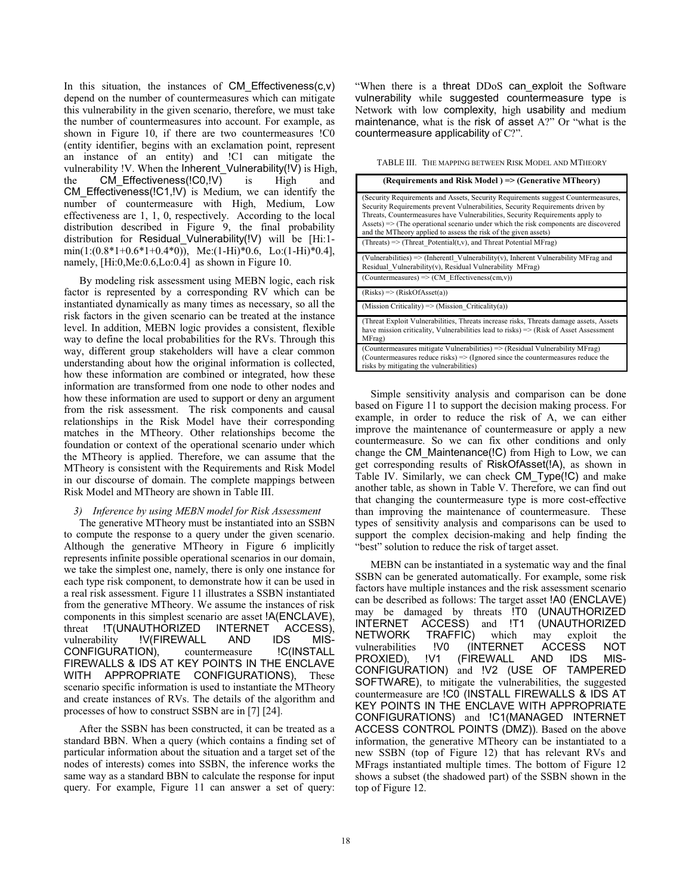In this situation, the instances of CM_Effectiveness(c,v) depend on the number of countermeasures which can mitigate this vulnerability in the given scenario, therefore, we must take the number of countermeasures into account. For example, as shown in Figure 10, if there are two countermeasures !C0 (entity identifier, begins with an exclamation point, represent an instance of an entity) and !C1 can mitigate the vulnerability !V. When the Inherent_Vulnerability(!V) is High, the CM_Effectiveness(!C0,!V) is High and CM_Effectiveness(!C1,!V) is Medium, we can identify the number of countermeasure with High, Medium, Low effectiveness are 1, 1, 0, respectively. According to the local distribution described in Figure 9, the final probability distribution for Residual_Vulnerability(!V) will be [Hi:1-min(1:(0.8*1+0.6*1+0.4*0)), Me:(1-Hi)*0.6, Lo:(1-Hi)*0.4], namely, [Hi:0,Me:0.6,Lo:0.4] as shown in Figure 10.

By modeling risk assessment using MEBN logic, each risk factor is represented by a corresponding RV which can be instantiated dynamically as many times as necessary, so all the risk factors in the given scenario can be treated at the instance level. In addition, MEBN logic provides a consistent, flexible way to define the local probabilities for the RVs. Through this way, different group stakeholders will have a clear common understanding about how the original information is collected, how these information are combined or integrated, how these information are transformed from one node to other nodes and how these information are used to support or deny an argument from the risk assessment. The risk components and causal relationships in the Risk Model have their corresponding matches in the MTheory. Other relationships become the foundation or context of the operational scenario under which the MTheory is applied. Therefore, we can assume that the MTheory is consistent with the Requirements and Risk Model in our discourse of domain. The complete mappings between Risk Model and MTheory are shown in Table III.

### 3) *Inference by using MEBN model for Risk Assessment*

The generative MTheory must be instantiated into an SSBN to compute the response to a query under the given scenario. Although the generative MTheory in Figure 6 implicitly represents infinite possible operational scenarios in our domain, we take the simplest one, namely, there is only one instance for each type risk component, to demonstrate how it can be used in a real risk assessment. Figure 11 illustrates a SSBN instantiated from the generative MTheory. We assume the instances of risk components in this simplest scenario are asset !A(ENCLAVE), threat !T(UNAUTHORIZED INTERNET ACCESS), vulnerability !V(FIREWALL AND IDS MIS-CONFIGURATION), countermeasure !C(INSTALL FIREWALLS & IDS AT KEY POINTS IN THE ENCLAVE WITH APPROPRIATE CONFIGURATIONS), These scenario specific information is used to instantiate the MTheory and create instances of RVs. The details of the algorithm and processes of how to construct SSBN are in [7] [24].

After the SSBN has been constructed, it can be treated as a standard BBN. When a query (which contains a finding set of particular information about the situation and a target set of the nodes of interests) comes into SSBN, the inference works the same way as a standard BBN to calculate the response for input query. For example, Figure 11 can answer a set of query: "When there is a threat DDoS can_exploit the Software vulnerability while suggested countermeasure type is Network with low complexity, high usability and medium maintenance, what is the risk of asset A?" Or "what is the countermeasure applicability of C?".

TABLE III. THE MAPPING BETWEEN RISK MODEL AND MTHEORY

| (Requirements and Risk Model ) => (Generative MTheory) |
|---|
| (Security Requirements and Assets, Security Requirements suggest Countermeasures, Security Requirements prevent Vulnerabilities, Security Requirements driven by Threats, Countermeasures have Vulnerabilities, Security Requirements apply to Assets) => (The operational scenario under which the risk components are discovered and the MTheory applied to assess the risk of the given assets) |
| (Threats) => (Threat_Potential(t,v), and Threat Potential MFrag) |
| (Vulnerabilities) => (Inherentl_Vulnerability(v), Inherent Vulnerability MFrag and Residual_Vulnerability(v), Residual Vulnerability MFrag) |
| (Countermeasures) => (CM_Effectiveness(cm,v)) |
| (Risks) => (RiskOfAsset(a)) |
| (Mission Criticality) => (Mission_Criticality(a)) |
| (Threat Exploit Vulnerabilities, Threats increase risks, Threats damage assets, Assets have mission criticality, Vulnerabilities lead to risks) => (Risk of Asset Assessment MFrag) |
| (Countermeasures mitigate Vulnerabilities) => (Residual Vulnerability MFrag) (Countermeasures reduce risks) => (Ignored since the countermeasures reduce the risks by mitigating the vulnerabilities) |

Simple sensitivity analysis and comparison can be done based on Figure 11 to support the decision making process. For example, in order to reduce the risk of A, we can either improve the maintenance of countermeasure or apply a new countermeasure. So we can fix other conditions and only change the CM_Maintenance(!C) from High to Low, we can get corresponding results of RiskOfAsset(!A), as shown in Table IV. Similarly, we can check CM_Type(!C) and make another table, as shown in Table V. Therefore, we can find out that changing the countermeasure type is more cost-effective than improving the maintenance of countermeasure. These types of sensitivity analysis and comparisons can be used to support the complex decision-making and help finding the "best" solution to reduce the risk of target asset.

MEBN can be instantiated in a systematic way and the final SSBN can be generated automatically. For example, some risk factors have multiple instances and the risk assessment scenario can be described as follows: The target asset !A0 (ENCLAVE) may be damaged by threats !T0 (UNAUTHORIZED INTERNET ACCESS) and !T1 (UNAUTHORIZED NETWORK TRAFFIC) which may exploit the vulnerabilities !V0 (INTERNET ACCESS NOT PROXIED), !V1 (FIREWALL AND IDS MIS-CONFIGURATION) and !V2 (USE OF TAMPERED SOFTWARE), to mitigate the vulnerabilities, the suggested countermeasure are !C0 (INSTALL FIREWALLS & IDS AT KEY POINTS IN THE ENCLAVE WITH APPROPRIATE CONFIGURATIONS) and !C1(MANAGED INTERNET ACCESS CONTROL POINTS (DMZ)). Based on the above information, the generative MTheory can be instantiated to a new SSBN (top of Figure 12) that has relevant RVs and MFrags instantiated multiple times. The bottom of Figure 12 shows a subset (the shadowed part) of the SSBN shown in the top of Figure 12.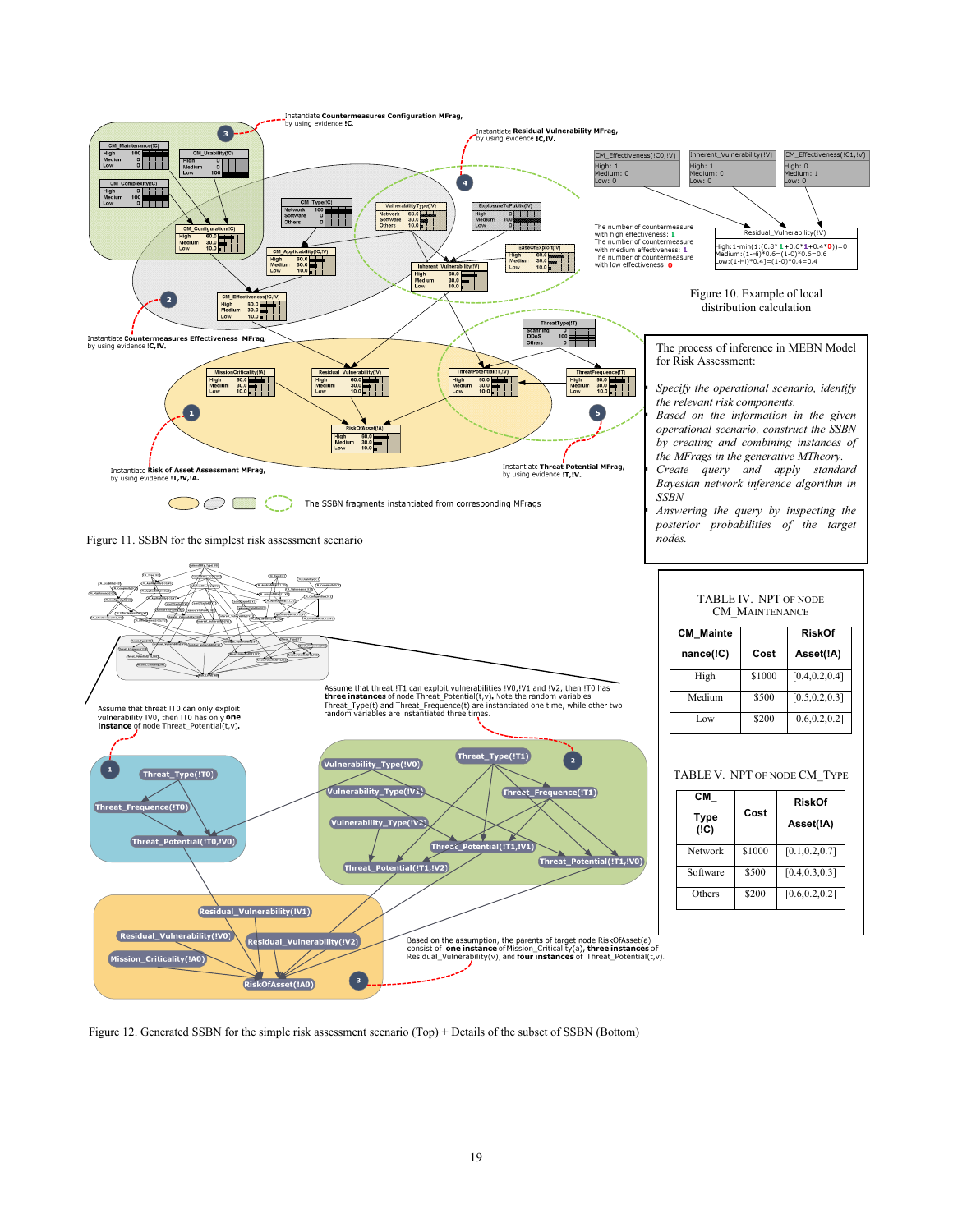Figure 10. Example of local distribution calculation

Figure 11. SSBN for the simplest risk assessment scenario

The process of inference in MEBN Model for Risk Assessment:

*Specify the operational scenario, identify the relevant risk components.*
*Based on the information in the given operational scenario, construct the SSBN by creating and combining instances of the MFrags in the generative MTheory.*
*Create query and apply standard Bayesian network inference algorithm in SSBN*
*Answering the query by inspecting the posterior probabilities of the target nodes.*

TABLE IV. NPT OF NODE CM_MAINTENANCE

| CM_Maintenance(!C) | Cost | RiskOf Asset(!A) |
|---|---|---|
| High | $1000 | [0.4,0.2,0.4] |
| Medium | $500 | [0.5,0.2,0.3] |
| Low | $200 | [0.6,0.2,0.2] |

TABLE V. NPT OF NODE CM_TYPE

| CM_Type (!C) | Cost | RiskOf Asset(!A) |
|---|---|---|
| Network | $1000 | [0.1,0.2,0.7] |
| Software | $500 | [0.4,0.3,0.3] |
| Others | $200 | [0.6,0.2,0.2] |

Figure 12. Generated SSBN for the simple risk assessment scenario (Top) + Details of the subset of SSBN (Bottom)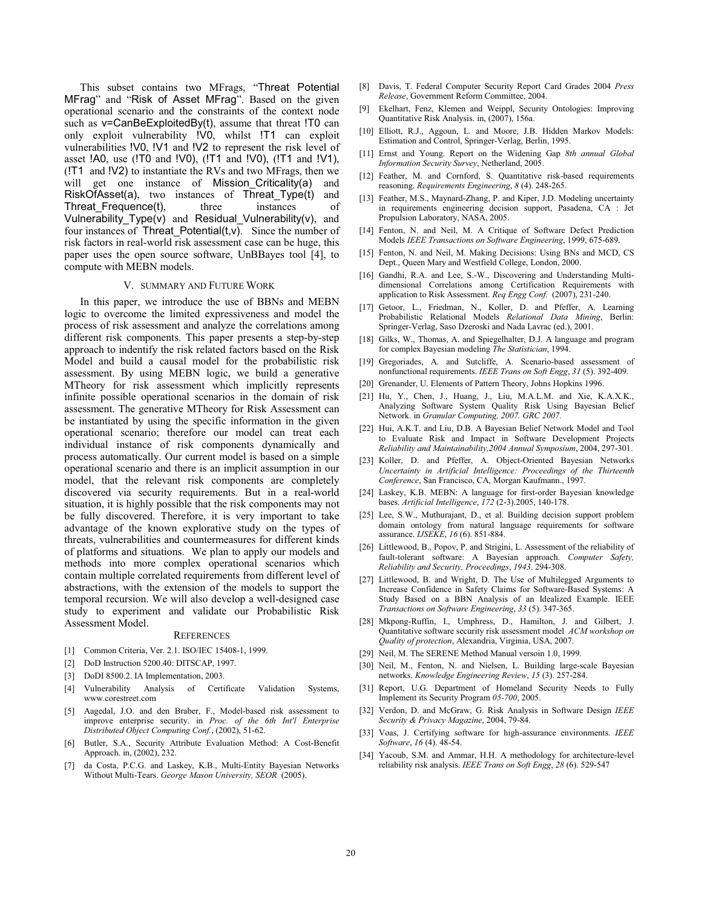This subset contains two MFrags, "Threat Potential MFrag" and "Risk of Asset MFrag". Based on the given operational scenario and the constraints of the context node such as v=CanBeExploitedBy(t), assume that threat !T0 can only exploit vulnerability !V0, whilst !T1 can exploit vulnerabilities !V0, !V1 and !V2 to represent the risk level of asset !A0, use (!T0 and !V0), (!T1 and !V0), (!T1 and !V1), (!T1 and !V2) to instantiate the RVs and two MFrags, then we will get one instance of Mission_Criticality(a) and RiskOfAsset(a), two instances of Threat_Type(t) and Threat_Frequence(t), three instances of Vulnerability_Type(v) and Residual_Vulnerability(v), and four instances of Threat_Potential(t,v). Since the number of risk factors in real-world risk assessment case can be huge, this paper uses the open source software, UnBBayes tool [4], to compute with MEBN models.

## V. SUMMARY AND FUTURE WORK

In this paper, we introduce the use of BBNs and MEBN logic to overcome the limited expressiveness and model the process of risk assessment and analyze the correlations among different risk components. This paper presents a step-by-step approach to indentify the risk related factors based on the Risk Model and build a causal model for the probabilistic risk assessment. By using MEBN logic, we build a generative MTheory for risk assessment which implicitly represents infinite possible operational scenarios in the domain of risk assessment. The generative MTheory for Risk Assessment can be instantiated by using the specific information in the given operational scenario; therefore our model can treat each individual instance of risk components dynamically and process automatically. Our current model is based on a simple operational scenario and there is an implicit assumption in our model, that the relevant risk components are completely discovered via security requirements. But in a real-world situation, it is highly possible that the risk components may not be fully discovered. Therefore, it is very important to take advantage of the known explorative study on the types of threats, vulnerabilities and countermeasures for different kinds of platforms and situations. We plan to apply our models and methods into more complex operational scenarios which contain multiple correlated requirements from different level of abstractions, with the extension of the models to support the temporal recursion. We will also develop a well-designed case study to experiment and validate our Probabilistic Risk Assessment Model.

## REFERENCES

[1] Common Criteria, Ver. 2.1. ISO/IEC 15408-1, 1999.

[2] DoD Instruction 5200.40: DITSCAP, 1997.

[3] DoDI 8500.2. IA Implementation, 2003.

[4] Vulnerability Analysis of Certificate Validation Systems, www.corestreet.com

[5] Aagedal, J.O. and den Braber, F., Model-based risk assessment to improve enterprise security. in *Proc. of the 6th Int'l Enterprise Distributed Object Computing Conf.*, (2002), 51-62.

[6] Butler, S.A., Security Attribute Evaluation Method: A Cost-Benefit Approach. in, (2002), 232.

[7] da Costa, P.C.G. and Laskey, K.B., Multi-Entity Bayesian Networks Without Multi-Tears. *George Mason University, SEOR* (2005).

[8] Davis, T. Federal Computer Security Report Card Grades 2004 *Press Release*, Government Reform Committee, 2004.

[9] Ekelhart, Fenz, Klemen and Weippl, Security Ontologies: Improving Quantitative Risk Analysis. in, (2007), 156a.

[10] Elliott, R.J., Aggoun, L. and Moore, J.B. Hidden Markov Models: Estimation and Control, Springer-Verlag, Berlin, 1995.

[11] Ernst and Young. Report on the Widening Gap *8th annual Global Information Security Survey*, Netherland, 2005.

[12] Feather, M. and Cornford, S. Quantitative risk-based requirements reasoning. *Requirements Engineering*, *8* (4). 248-265.

[13] Feather, M.S., Maynard-Zhang, P. and Kiper, J.D. Modeling uncertainty in requirements engineering decision support, Pasadena, CA : Jet Propulsion Laboratory, NASA, 2005.

[14] Fenton, N. and Neil, M. A Critique of Software Defect Prediction Models *IEEE Transactions on Software Engineering*, 1999, 675-689.

[15] Fenton, N. and Neil, M. Making Decisions: Using BNs and MCD, CS Dept., Queen Mary and Westfield College, London, 2000.

[16] Gandhi, R.A. and Lee, S.-W., Discovering and Understanding Multi-dimensional Correlations among Certification Requirements with application to Risk Assessment. *Req Engg Conf.* (2007), 231-240.

[17] Getoor, L., Friedman, N., Koller, D. and Pfeffer, A. Learning Probabilistic Relational Models *Relational Data Mining*, Berlin: Springer-Verlag, Saso Dzeroski and Nada Lavrac (ed.), 2001.

[18] Gilks, W., Thomas, A. and Spiegelhalter, D.J. A language and program for complex Bayesian modeling *The Statistician*, 1994.

[19] Gregoriades, A. and Sutcliffe, A. Scenario-based assessment of nonfunctional requirements. *IEEE Trans on Soft Engg*, *31* (5). 392-409.

[20] Grenander, U. Elements of Pattern Theory, Johns Hopkins 1996.

[21] Hu, Y., Chen, J., Huang, J., Liu, M.A.L.M. and Xie, K.A.X.K., Analyzing Software System Quality Risk Using Bayesian Belief Network. in *Granular Computing, 2007. GRC 2007.*

[22] Hui, A.K.T. and Liu, D.B. A Bayesian Belief Network Model and Tool to Evaluate Risk and Impact in Software Development Projects *Reliability and Maintainability,2004 Annual Symposium*, 2004, 297-301.

[23] Koller, D. and Pfeffer, A. Object-Oriented Bayesian Networks *Uncertainty in Artificial Intelligence: Proceedings of the Thirteenth Conference*, San Francisco, CA, Morgan Kaufmann., 1997.

[24] Laskey, K.B. MEBN: A language for first-order Bayesian knowledge bases. *Artificial Intelligence*, *172* (2-3).2005, 140-178.

[25] Lee, S.W., Muthurajant, D., et al. Building decision support problem domain ontology from natural language requirements for software assurance. *IJSEKE*, *16* (6). 851-884.

[26] Littlewood, B., Popov, P. and Strigini, L. Assessment of the reliability of fault-tolerant software: A Bayesian approach. *Computer Safety, Reliability and Security, Proceedings*, *1943*. 294-308.

[27] Littlewood, B. and Wright, D. The Use of Multilegged Arguments to Increase Confidence in Safety Claims for Software-Based Systems: A Study Based on a BBN Analysis of an Idealized Example. IEEE *Transactions on Software Engineering*, *33* (5). 347-365.

[28] Mkpong-Ruffin, I., Umphress, D., Hamilton, J. and Gilbert, J. Quantitative software security risk assessment model *ACM workshop on Quality of protection*, Alexandria, Virginia, USA, 2007.

[29] Neil, M. The SERENE Method Manual versoin 1.0, 1999.

[30] Neil, M., Fenton, N. and Nielsen, L. Building large-scale Bayesian networks. *Knowledge Engineering Review*, *15* (3). 257-284.

[31] Report, U.G. Department of Homeland Security Needs to Fully Implement its Security Program *05-700*, 2005.

[32] Verdon, D. and McGraw, G. Risk Analysis in Software Design *IEEE Security & Privacy Magazine*, 2004, 79-84.

[33] Voas, J. Certifying software for high-assurance environments. *IEEE Software*, *16* (4). 48-54.

[34] Yacoub, S.M. and Ammar, H.H. A methodology for architecture-level reliability risk analysis. *IEEE Trans on Soft Engg*, *28* (6). 529-547